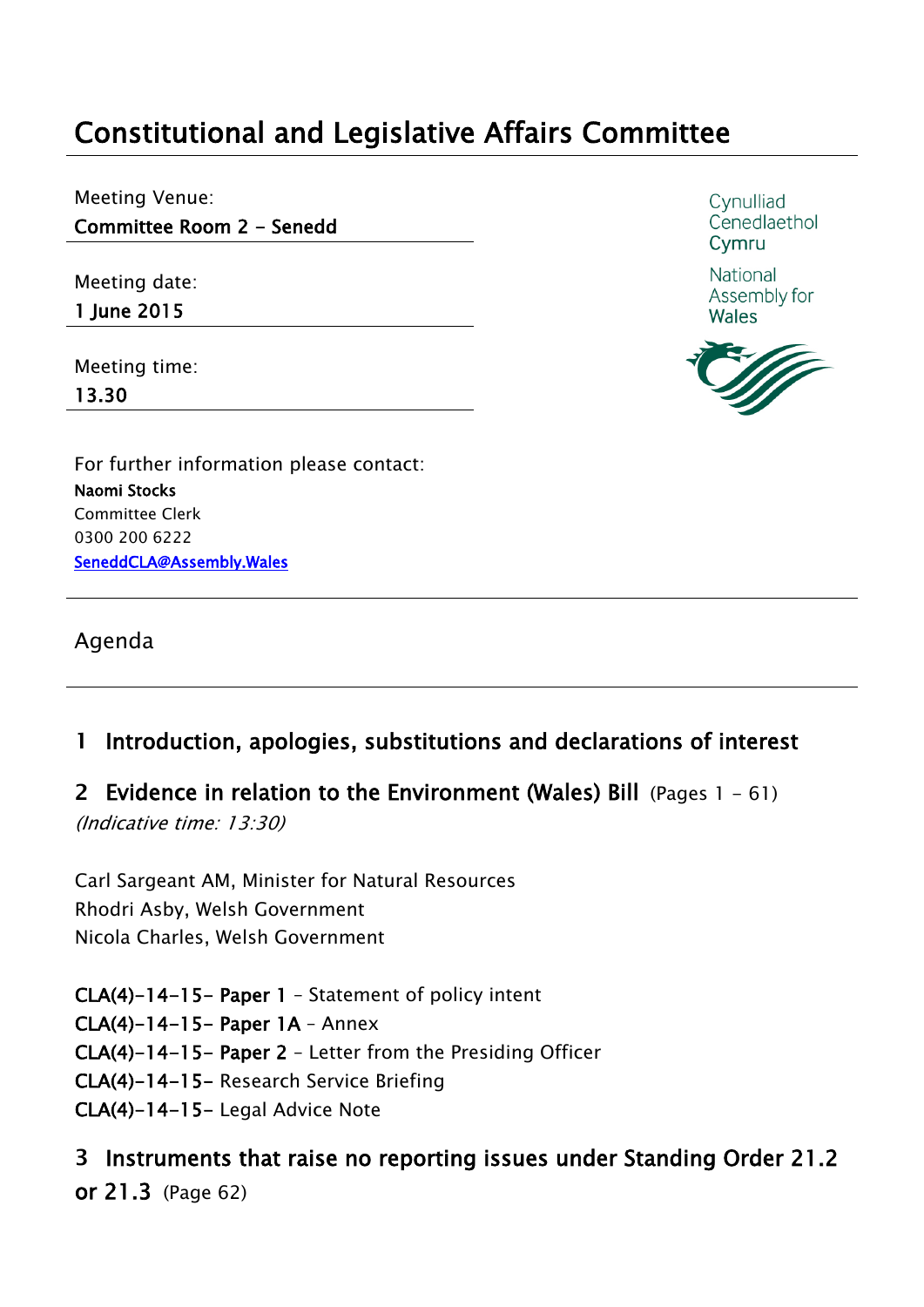# Constitutional and Legislative Affairs Committee

Meeting Venue:
**Committee Room 2 - Senedd**

Meeting date:
**1 June 2015**

Meeting time:
**13.30**

Cynulliad Cenedlaethol Cymru

National Assembly for Wales

For further information please contact:
**Naomi Stocks**
Committee Clerk
0300 200 6222
SeneddCLA@Assembly.Wales

## Agenda

### 1 Introduction, apologies, substitutions and declarations of interest

### 2 Evidence in relation to the Environment (Wales) Bill (Pages 1 - 61)

*(Indicative time: 13:30)*

Carl Sargeant AM, Minister for Natural Resources
Rhodri Asby, Welsh Government
Nicola Charles, Welsh Government

**CLA(4)-14-15- Paper 1** – Statement of policy intent
**CLA(4)-14-15- Paper 1A** – Annex
**CLA(4)-14-15- Paper 2** – Letter from the Presiding Officer
**CLA(4)-14-15-** Research Service Briefing
**CLA(4)-14-15-** Legal Advice Note

### 3 Instruments that raise no reporting issues under Standing Order 21.2 or 21.3 (Page 62)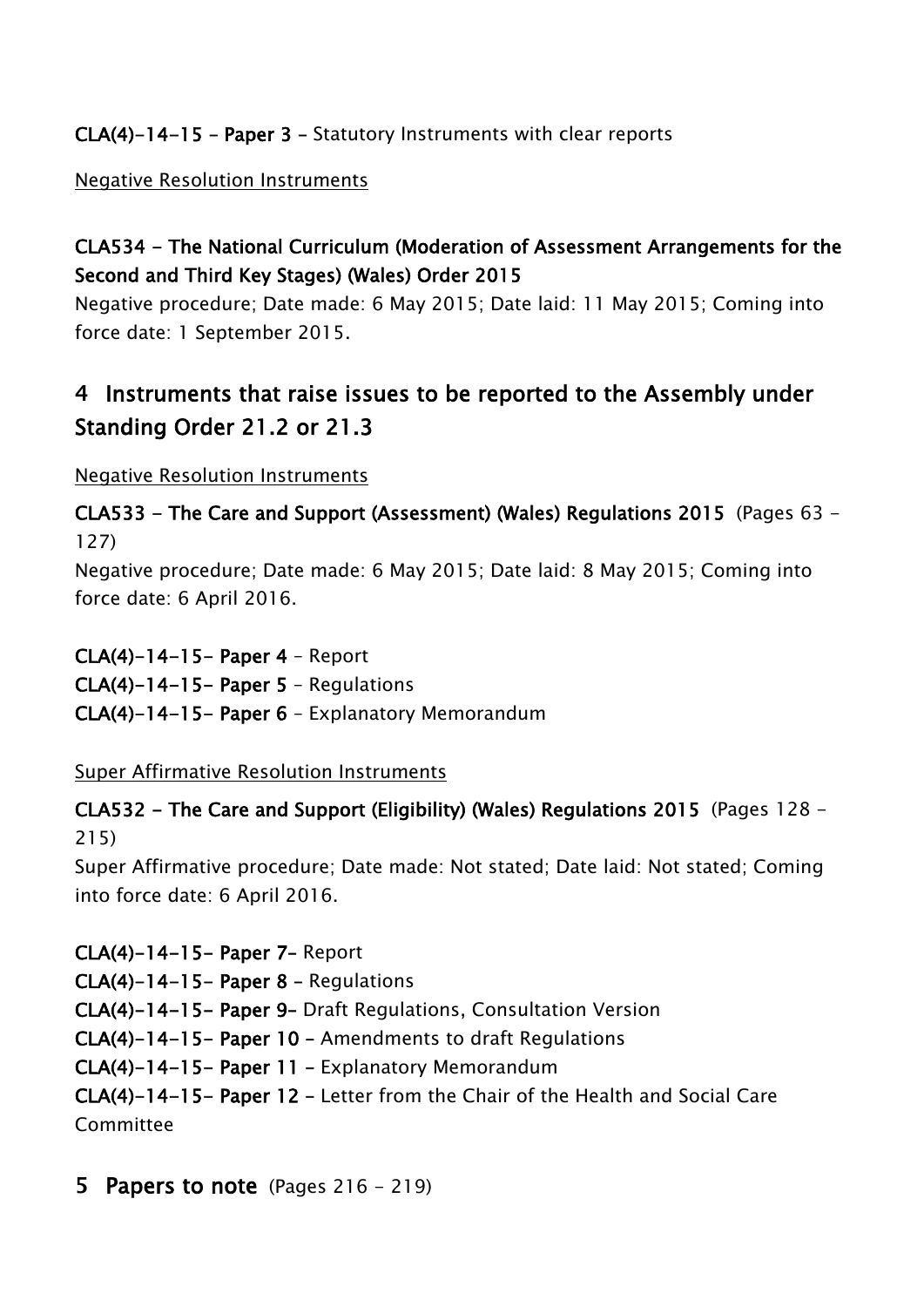**CLA(4)-14-15 – Paper 3 –** Statutory Instruments with clear reports

Negative Resolution Instruments

**CLA534 - The National Curriculum (Moderation of Assessment Arrangements for the Second and Third Key Stages) (Wales) Order 2015**

Negative procedure; Date made: 6 May 2015; Date laid: 11 May 2015; Coming into force date: 1 September 2015.

## 4 Instruments that raise issues to be reported to the Assembly under Standing Order 21.2 or 21.3

Negative Resolution Instruments

**CLA533 - The Care and Support (Assessment) (Wales) Regulations 2015** (Pages 63 - 127)

Negative procedure; Date made: 6 May 2015; Date laid: 8 May 2015; Coming into force date: 6 April 2016.

**CLA(4)-14-15- Paper 4** – Report
**CLA(4)-14-15- Paper 5** – Regulations
**CLA(4)-14-15- Paper 6** – Explanatory Memorandum

Super Affirmative Resolution Instruments

**CLA532 - The Care and Support (Eligibility) (Wales) Regulations 2015** (Pages 128 - 215)

Super Affirmative procedure; Date made: Not stated; Date laid: Not stated; Coming into force date: 6 April 2016.

**CLA(4)-14-15- Paper 7–** Report
**CLA(4)-14-15- Paper 8 –** Regulations
**CLA(4)-14-15- Paper 9–** Draft Regulations, Consultation Version
**CLA(4)-14-15- Paper 10 –** Amendments to draft Regulations
**CLA(4)-14-15- Paper 11 –** Explanatory Memorandum
**CLA(4)-14-15- Paper 12 –** Letter from the Chair of the Health and Social Care Committee

## 5 Papers to note (Pages 216 - 219)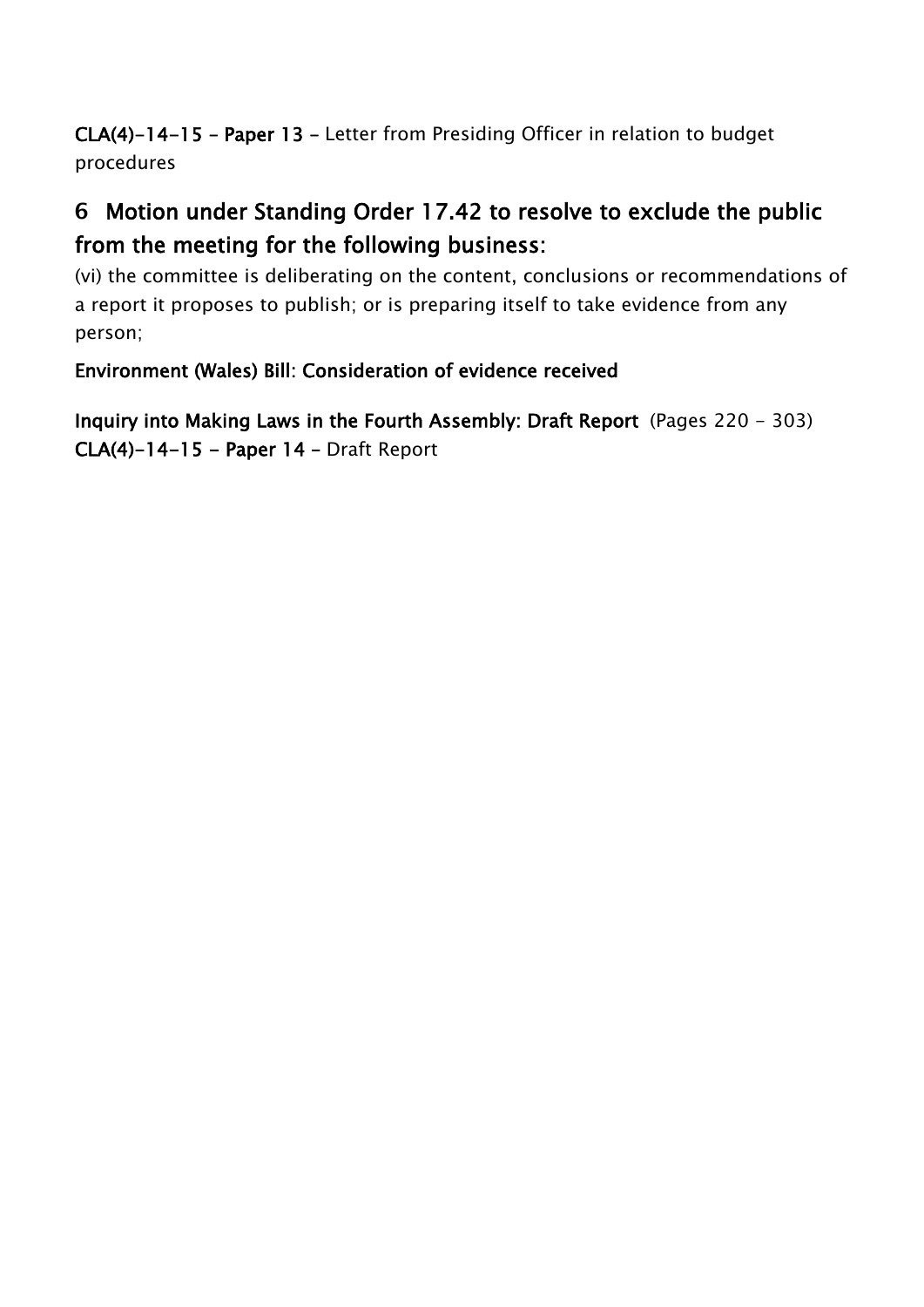**CLA(4)-14-15 – Paper 13 –** Letter from Presiding Officer in relation to budget procedures

## 6 Motion under Standing Order 17.42 to resolve to exclude the public from the meeting for the following business:

(vi) the committee is deliberating on the content, conclusions or recommendations of a report it proposes to publish; or is preparing itself to take evidence from any person;

**Environment (Wales) Bill: Consideration of evidence received**

**Inquiry into Making Laws in the Fourth Assembly: Draft Report** (Pages 220 - 303)
**CLA(4)-14-15 - Paper 14 –** Draft Report